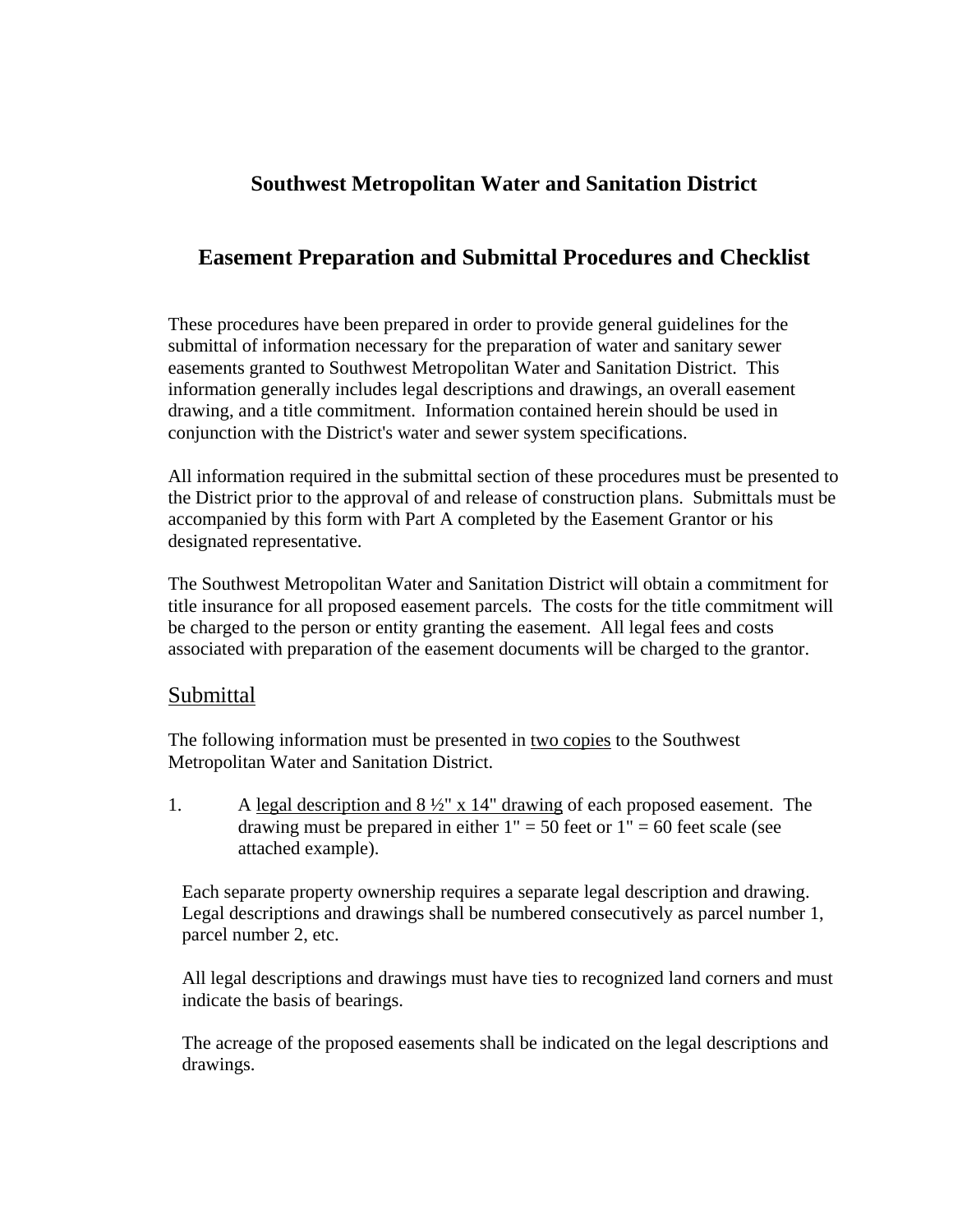# Southwest Metropolitan Water and Sanitation District

## Easement Preparation and Submittal Procedures and Checklist

These procedures have been prepared in order to provide general guidelines for the submittal of information necessary for the preparation of water and sanitary sewer easements granted to Southwest Metropolitan Water and Sanitation District. This information generally includes legal descriptions and drawings, an overall easement drawing, and a title commitment. Information contained herein should be used in conjunction with the District's water and sewer system specifications.

All information required in the submittal section of these procedures must be presented to the District prior to the approval of and release of construction plans. Submittals must be accompanied by this form with Part A completed by the Easement Grantor or his designated representative.

The Southwest Metropolitan Water and Sanitation District will obtain a commitment for title insurance for all proposed easement parcels. The costs for the title commitment will be charged to the person or entity granting the easement. All legal fees and costs associated with preparation of the easement documents will be charged to the grantor.

## Submittal

The following information must be presented in two copies to the Southwest Metropolitan Water and Sanitation District.

1. A legal description and 8 ½" x 14" drawing of each proposed easement. The drawing must be prepared in either 1" = 50 feet or 1" = 60 feet scale (see attached example).

   Each separate property ownership requires a separate legal description and drawing. Legal descriptions and drawings shall be numbered consecutively as parcel number 1, parcel number 2, etc.

   All legal descriptions and drawings must have ties to recognized land corners and must indicate the basis of bearings.

   The acreage of the proposed easements shall be indicated on the legal descriptions and drawings.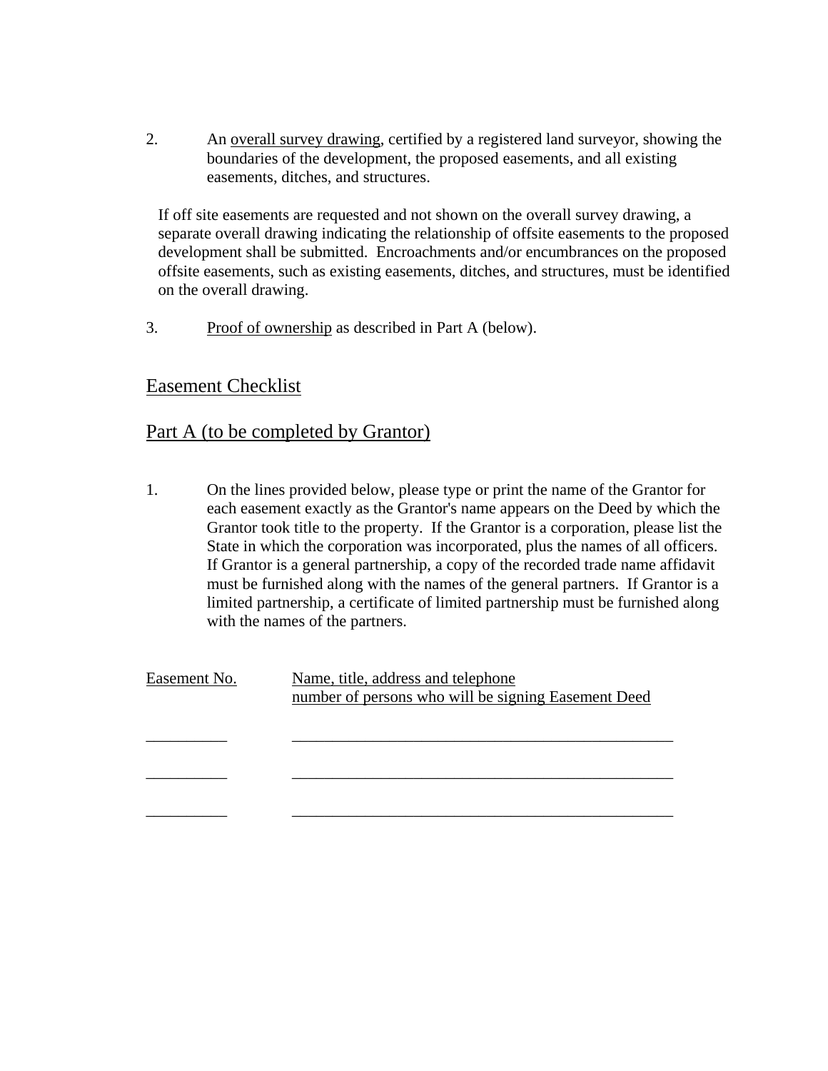2. An overall survey drawing, certified by a registered land surveyor, showing the boundaries of the development, the proposed easements, and all existing easements, ditches, and structures.

If off site easements are requested and not shown on the overall survey drawing, a separate overall drawing indicating the relationship of offsite easements to the proposed development shall be submitted. Encroachments and/or encumbrances on the proposed offsite easements, such as existing easements, ditches, and structures, must be identified on the overall drawing.

3. Proof of ownership as described in Part A (below).

## Easement Checklist

## Part A (to be completed by Grantor)

1. On the lines provided below, please type or print the name of the Grantor for each easement exactly as the Grantor's name appears on the Deed by which the Grantor took title to the property. If the Grantor is a corporation, please list the State in which the corporation was incorporated, plus the names of all officers. If Grantor is a general partnership, a copy of the recorded trade name affidavit must be furnished along with the names of the general partners. If Grantor is a limited partnership, a certificate of limited partnership must be furnished along with the names of the partners.

| Easement No. | Name, title, address and telephone number of persons who will be signing Easement Deed |
| --- | --- |
| __________ | __________________________________________________ |
| __________ | __________________________________________________ |
| __________ | __________________________________________________ |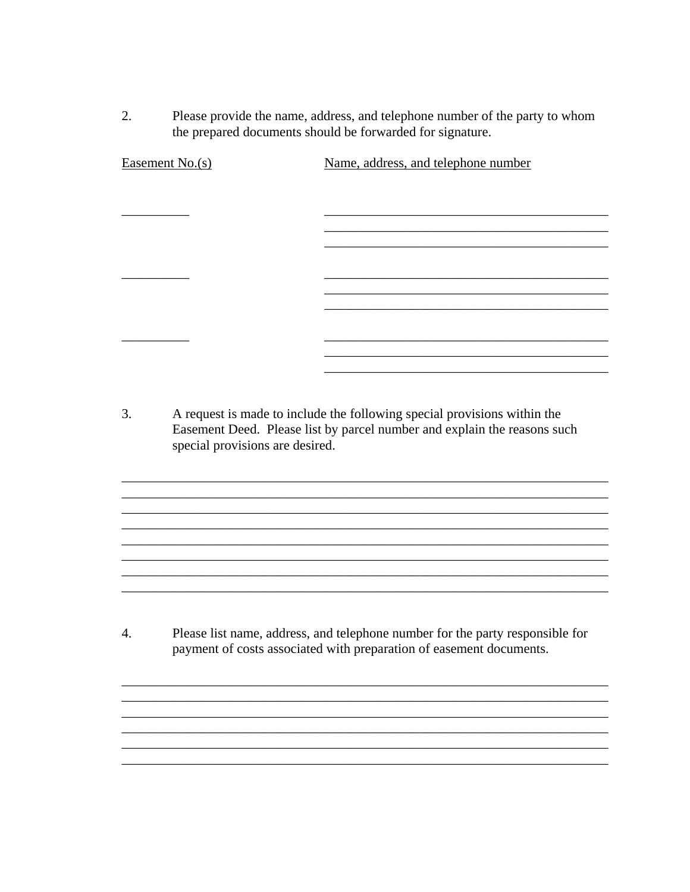2. Please provide the name, address, and telephone number of the party to whom the prepared documents should be forwarded for signature.

| Easement No.(s) | Name, address, and telephone number |
| --- | --- |
| __________ | ____________________________________________ |
| | ____________________________________________ |
| | ____________________________________________ |
| __________ | ____________________________________________ |
| | ____________________________________________ |
| | ____________________________________________ |
| __________ | ____________________________________________ |
| | ____________________________________________ |
| | ____________________________________________ |

3. A request is made to include the following special provisions within the Easement Deed. Please list by parcel number and explain the reasons such special provisions are desired.

________________________________________________________________________
________________________________________________________________________
________________________________________________________________________
________________________________________________________________________
________________________________________________________________________
________________________________________________________________________
________________________________________________________________________
________________________________________________________________________

4. Please list name, address, and telephone number for the party responsible for payment of costs associated with preparation of easement documents.

________________________________________________________________________
________________________________________________________________________
________________________________________________________________________
________________________________________________________________________
________________________________________________________________________
________________________________________________________________________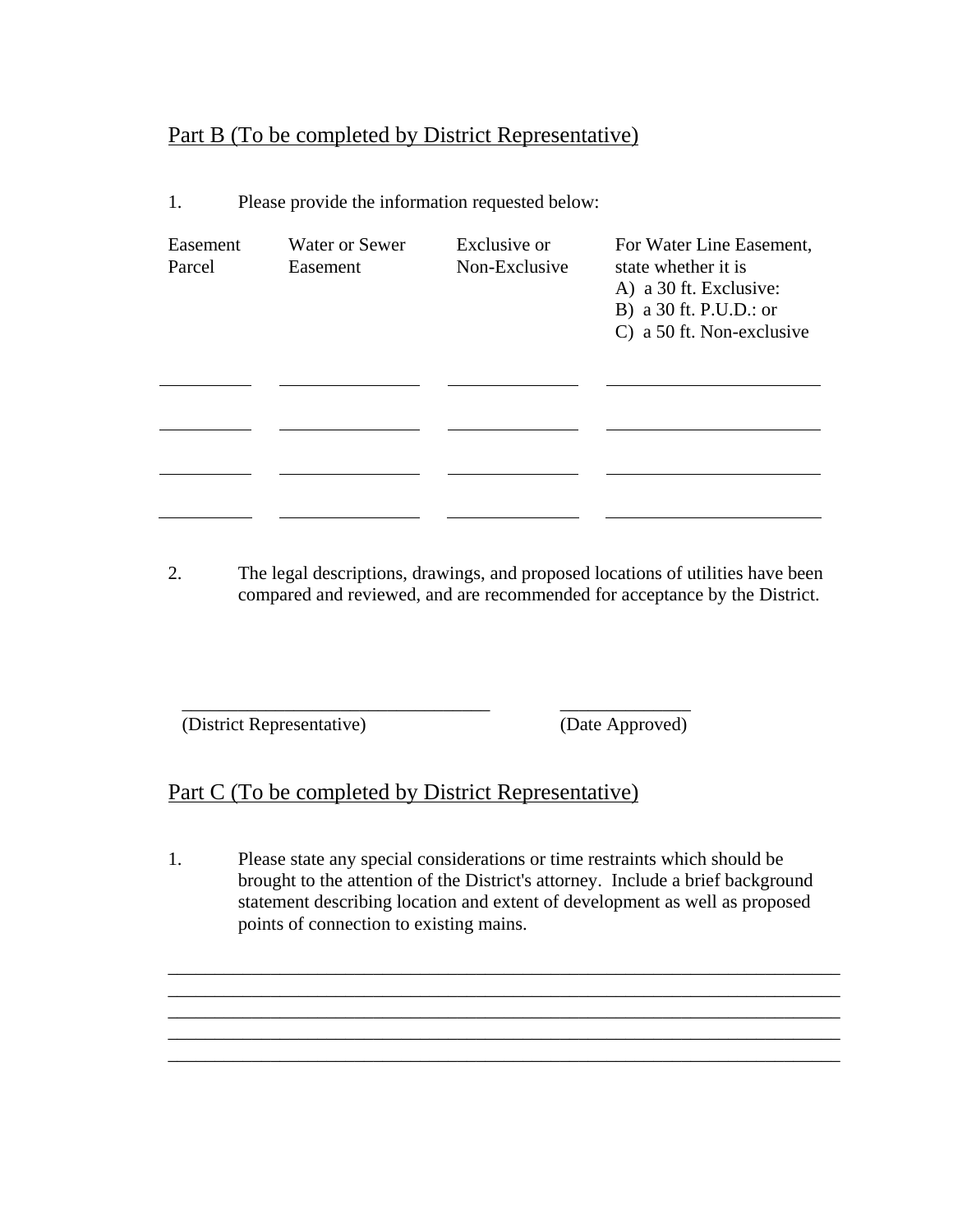## Part B (To be completed by District Representative)

1. Please provide the information requested below:

| Easement Parcel | Water or Sewer Easement | Exclusive or Non-Exclusive | For Water Line Easement, state whether it is A) a 30 ft. Exclusive: B) a 30 ft. P.U.D.: or C) a 50 ft. Non-exclusive |
|---|---|---|---|
| __________ | _______________ | ______________ | _______________________ |
| __________ | _______________ | ______________ | _______________________ |
| __________ | _______________ | ______________ | _______________________ |
| __________ | _______________ | ______________ | _______________________ |

2. The legal descriptions, drawings, and proposed locations of utilities have been compared and reviewed, and are recommended for acceptance by the District.

_________________________________ (District Representative)

______________ (Date Approved)

## Part C (To be completed by District Representative)

1. Please state any special considerations or time restraints which should be brought to the attention of the District's attorney. Include a brief background statement describing location and extent of development as well as proposed points of connection to existing mains.

_________________________________________________________________________

_________________________________________________________________________

_________________________________________________________________________

_________________________________________________________________________

_________________________________________________________________________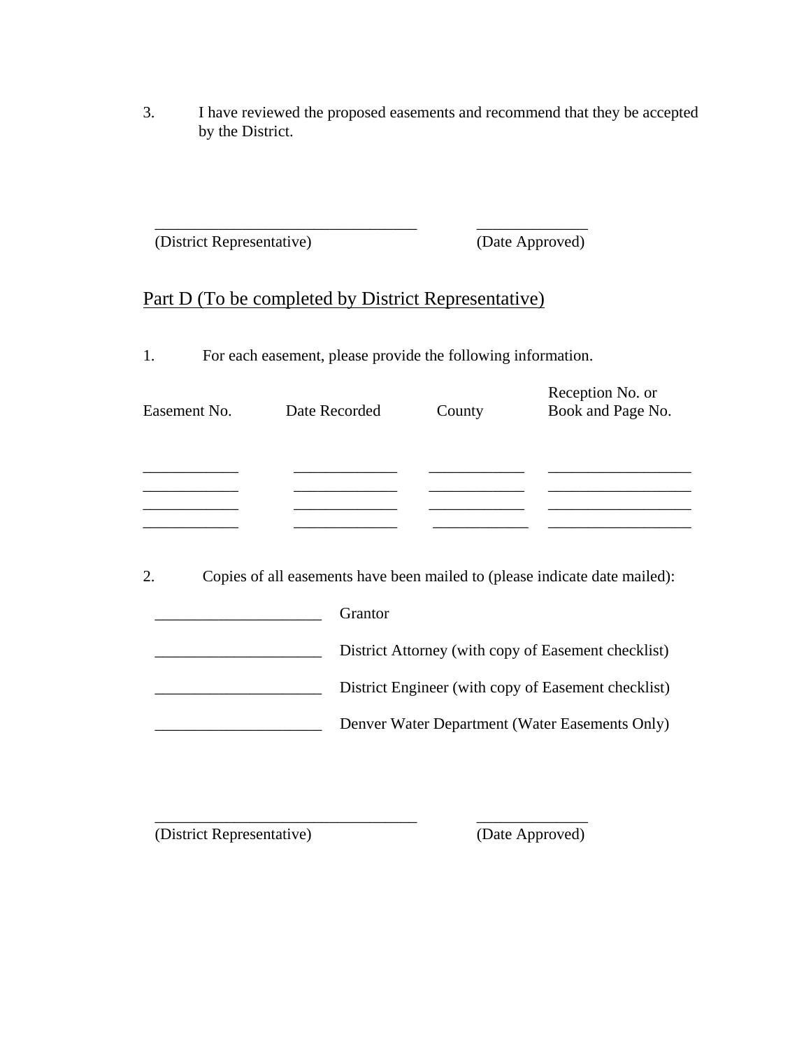3. I have reviewed the proposed easements and recommend that they be accepted by the District.

_________________________________ _____________
(District Representative) (Date Approved)

## Part D (To be completed by District Representative)

1. For each easement, please provide the following information.

| Easement No. | Date Recorded | County | Reception No. or Book and Page No. |
|---|---|---|---|
| ____________ | _____________ | ____________ | __________________ |
| ____________ | _____________ | ____________ | __________________ |
| ____________ | _____________ | ____________ | __________________ |
| ____________ | _____________ | ____________ | __________________ |

2. Copies of all easements have been mailed to (please indicate date mailed):

_____________________ Grantor

_____________________ District Attorney (with copy of Easement checklist)

_____________________ District Engineer (with copy of Easement checklist)

_____________________ Denver Water Department (Water Easements Only)

_________________________________ _____________
(District Representative) (Date Approved)